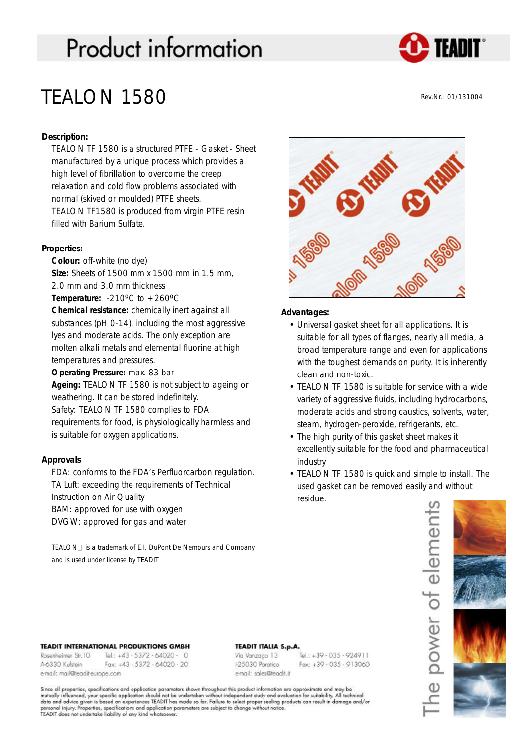# Product information

## TEALON 1580

Rev.Nr.: 01/131004

### Description:

TEALON TF 1580 is a structured PTFE - Gasket - Sheet manufactured by a unique process which provides a high level of fibrillation to overcome the creep relaxation and cold flow problems associated with normal (skived or moulded) PTFE sheets.
TEALON TF1580 is produced from virgin PTFE resin filled with Barium Sulfate.

### Properties:

**Colour:** off-white (no dye)
**Size:** Sheets of 1500 mm x 1500 mm in 1.5 mm, 2.0 mm and 3.0 mm thickness
**Temperature:** -210ºC to +260ºC
**Chemical resistance:** chemically inert against all substances (pH 0-14), including the most aggressive lyes and moderate acids. The only exception are molten alkali metals and elemental fluorine at high temperatures and pressures.
**Operating Pressure:** max. 83 bar
**Ageing:** TEALON TF 1580 is not subject to ageing or weathering. It can be stored indefinitely.
Safety: TEALON TF 1580 complies to FDA requirements for food, is physiologically harmless and is suitable for oxygen applications.

### Approvals

FDA: conforms to the FDA's Perfluorcarbon regulation.
TA Luft: exceeding the requirements of Technical Instruction on Air Quality
BAM: approved for use with oxygen
DVGW: approved for gas and water

TEALON is a trademark of E.I. DuPont De Nemours and Company and is used under license by TEADIT

### Advantages:

- Universal gasket sheet for all applications. It is suitable for all types of flanges, nearly all media, a broad temperature range and even for applications with the toughest demands on purity. It is inherently clean and non-toxic.
- TEALON TF 1580 is suitable for service with a wide variety of aggressive fluids, including hydrocarbons, moderate acids and strong caustics, solvents, water, steam, hydrogen-peroxide, refrigerants, etc.
- The high purity of this gasket sheet makes it excellently suitable for the food and pharmaceutical industry
- TEALON TF 1580 is quick and simple to install. The used gasket can be removed easily and without residue.

The power of elements

**TEADIT INTERNATIONAL PRODUKTIONS GMBH**
Rosenheimer Str. 10 Tel.: +43 - 5372 - 64020 - 0
A-6330 Kufstein Fax: +43 - 5372 - 64020 - 20
email: mail@teadit-europe.com

**TEADIT ITALIA S.p.A.**
Via Vanzago 13 Tel.: +39 - 035 - 924911
I-25030 Paratico Fax: +39 - 035 - 913060
email: sales@teadit.it

Since all properties, specifications and application parameters shown throughout this product information are approximate and may be mutually influenced, your specific application should not be undertaken without independent study and evaluation for suitability. All technical data and advice given is based on experiences TEADIT has made so far. Failure to select proper sealing products can result in damage and/or personal injury. Properties, specifications and application parameters are subject to change without notice.
TEADIT does not undertake liability of any kind whatsoever.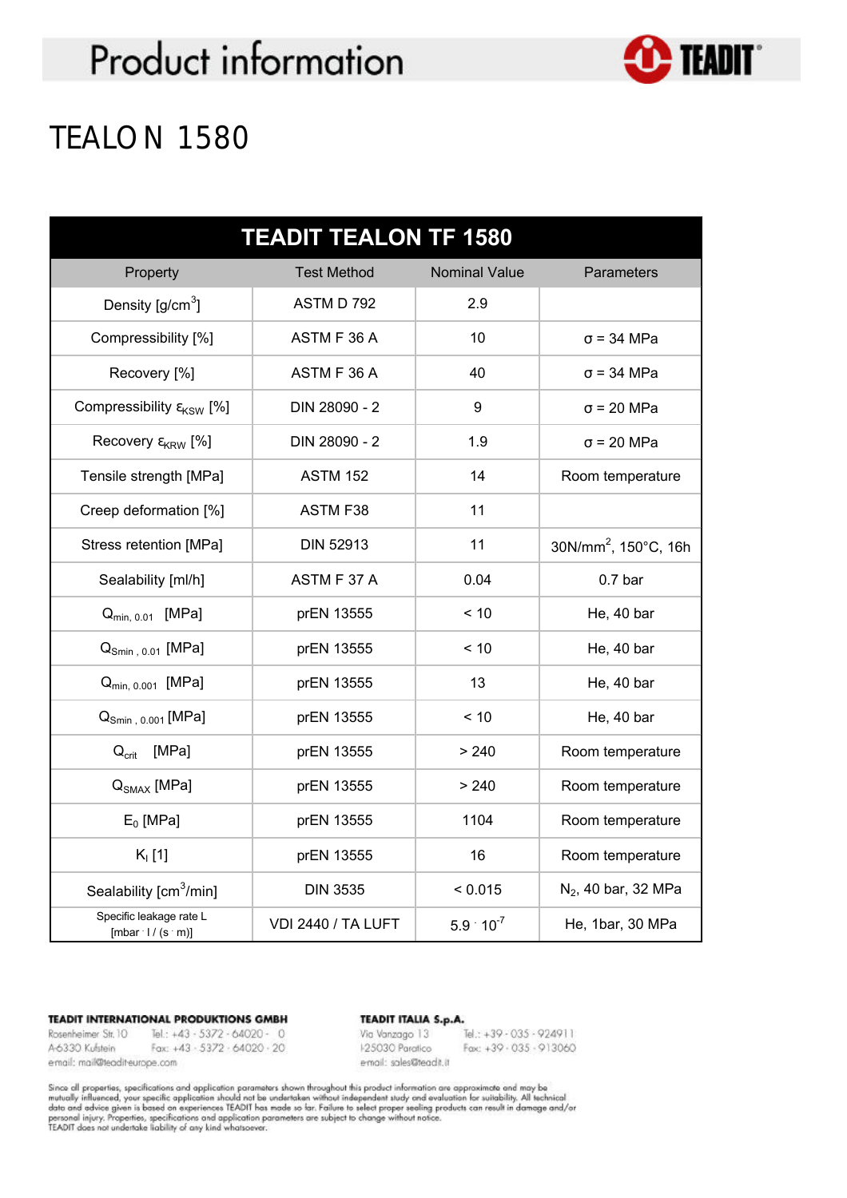# Product information

## TEALO N 1580

| TEADIT TEALON TF 1580 | | | |
|---|---|---|---|
| Property | Test Method | Nominal Value | Parameters |
| Density [g/cm$^3$] | ASTM D 792 | 2.9 | |
| Compressibility [%] | ASTM F 36 A | 10 | σ = 34 MPa |
| Recovery [%] | ASTM F 36 A | 40 | σ = 34 MPa |
| Compressibility $\varepsilon_{KSW}$ [%] | DIN 28090 - 2 | 9 | σ = 20 MPa |
| Recovery $\varepsilon_{KRW}$ [%] | DIN 28090 - 2 | 1.9 | σ = 20 MPa |
| Tensile strength [MPa] | ASTM 152 | 14 | Room temperature |
| Creep deformation [%] | ASTM F38 | 11 | |
| Stress retention [MPa] | DIN 52913 | 11 | 30N/mm$^2$, 150°C, 16h |
| Sealability [ml/h] | ASTM F 37 A | 0.04 | 0.7 bar |
| $Q_{min, 0.01}$ [MPa] | prEN 13555 | < 10 | He, 40 bar |
| $Q_{Smin, 0.01}$ [MPa] | prEN 13555 | < 10 | He, 40 bar |
| $Q_{min, 0.001}$ [MPa] | prEN 13555 | 13 | He, 40 bar |
| $Q_{Smin, 0.001}$ [MPa] | prEN 13555 | < 10 | He, 40 bar |
| $Q_{crit}$ [MPa] | prEN 13555 | > 240 | Room temperature |
| $Q_{SMAX}$ [MPa] | prEN 13555 | > 240 | Room temperature |
| $E_0$ [MPa] | prEN 13555 | 1104 | Room temperature |
| $K_I$ [1] | prEN 13555 | 16 | Room temperature |
| Sealability [cm$^3$/min] | DIN 3535 | < 0.015 | $N_2$, 40 bar, 32 MPa |
| Specific leakage rate L [mbar · l / (s · m)] | VDI 2440 / TA LUFT | $5.9 \cdot 10^{-7}$ | He, 1bar, 30 MPa |

**TEADIT INTERNATIONAL PRODUKTIONS GMBH**
Rosenheimer Str. 10
A-6330 Kufstein
Tel.: +43 - 5372 - 64020 - 0
Fax: +43 - 5372 - 64020 - 20
email: mail@teadit-europe.com

**TEADIT ITALIA S.p.A.**
Via Vanzago 13
I-25030 Paratico
Tel.: +39 - 035 - 924911
Fax: +39 - 035 - 913060
email: sales@teadit.it

Since all properties, specifications and application parameters shown throughout this product information are approximate and may be mutually influenced, your specific application should not be undertaken without independent study and evaluation for suitability. All technical data and advice given is based on experiences TEADIT has made so far. Failure to select proper sealing products can result in damage and/or personal injury. Properties, specifications and application parameters are subject to change without notice. TEADIT does not undertake liability of any kind whatsoever.